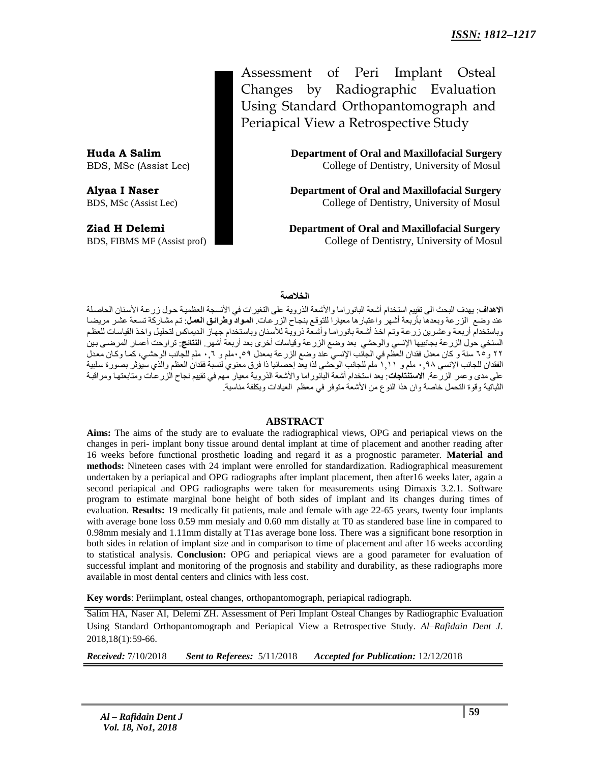# Assessment of Peri Implant Osteal Changes by Radiographic Evaluation Using Standard Orthopantomograph and Periapical View a Retrospective Study

**Huda A Salim**
BDS, MSc (Assist Lec)
**Department of Oral and Maxillofacial Surgery**
College of Dentistry, University of Mosul

**Alyaa I Naser**
BDS, MSc (Assist Lec)
**Department of Oral and Maxillofacial Surgery**
College of Dentistry, University of Mosul

**Ziad H Delemi**
BDS, FIBMS MF (Assist prof)
**Department of Oral and Maxillofacial Surgery**
College of Dentistry, University of Mosul

## الخلاصة

**الاهداف**: يهدف البحث الى تقييم استخدام أشعة البانوراما والأشعة الذروية على التغيرات في الأنسجة العظمية حول زرعة الأسنان الحاصلة عند وضع الزرعة وبعدها بأربعة أشهر واعتبارها معيارا للتوقع بنجاح الزرعات. **المواد وطرائق العمل**: تم مشاركة تسعة عشر مريضا وباستخدام أربعة وعشرين زرعة وتم اخذ أشعة بانوراما وأشعة ذروية للأسنان وباستخدام جهاز الديماكس لتحليل واخذ القياسات للعظم السنخي حول الزرعة بجانبيها الإنسي والوحشي بعد وضع الزرعة وقياسات أخرى بعد أربعة أشهر. **النتائج**: تراوحت أعمار المرضى بين ٢٢ و٦٥ سنة و كان معدل فقدان العظم في الجانب الإنسي عند وضع الزرعة بمعدل ٠,٥٩ملم و ٠,٦ ملم للجانب الوحشي، كما وكان معدل الفقدان للجانب الإنسي ٠,٩٨ ملم و ١,١١ ملم للجانب الوحشي لذا يعد إحصائيا ذا فرق معنوي لنسبة فقدان العظم والذي سيؤثر بصورة سلبية على مدى وعمر الزرعة. **الاستنتاجات**: يعد استخدام أشعة البانوراما والأشعة الذروية معيار مهم في تقييم نجاح الزرعات ومتابعتها ومراقبة الثباتية وقوة التحمل خاصة وان هذا النوع من الأشعة متوفر في معظم العيادات وبكلفة مناسبة.

## ABSTRACT

**Aims:** The aims of the study are to evaluate the radiographical views, OPG and periapical views on the changes in peri- implant bony tissue around dental implant at time of placement and another reading after 16 weeks before functional prosthetic loading and regard it as a prognostic parameter. **Material and methods:** Nineteen cases with 24 implant were enrolled for standardization. Radiographical measurement undertaken by a periapical and OPG radiographs after implant placement, then after16 weeks later, again a second periapical and OPG radiographs were taken for measurements using Dimaxis 3.2.1. Software program to estimate marginal bone height of both sides of implant and its changes during times of evaluation. **Results:** 19 medically fit patients, male and female with age 22-65 years, twenty four implants with average bone loss 0.59 mm mesialy and 0.60 mm distally at T0 as standered base line in compared to 0.98mm mesialy and 1.11mm distally at T1as average bone loss. There was a significant bone resorption in both sides in relation of implant size and in comparison to time of placement and after 16 weeks according to statistical analysis. **Conclusion:** OPG and periapical views are a good parameter for evaluation of successful implant and monitoring of the prognosis and stability and durability, as these radiographs more available in most dental centers and clinics with less cost.

**Key words**: Periimplant, osteal changes, orthopantomograph, periapical radiograph.

Salim HA, Naser AI, Delemi ZH. Assessment of Peri Implant Osteal Changes by Radiographic Evaluation Using Standard Orthopantomograph and Periapical View a Retrospective Study. *Al–Rafidain Dent J*. 2018,18(1):59-66.

***Received:*** 7/10/2018 ***Sent to Referees:*** 5/11/2018 ***Accepted for Publication:*** 12/12/2018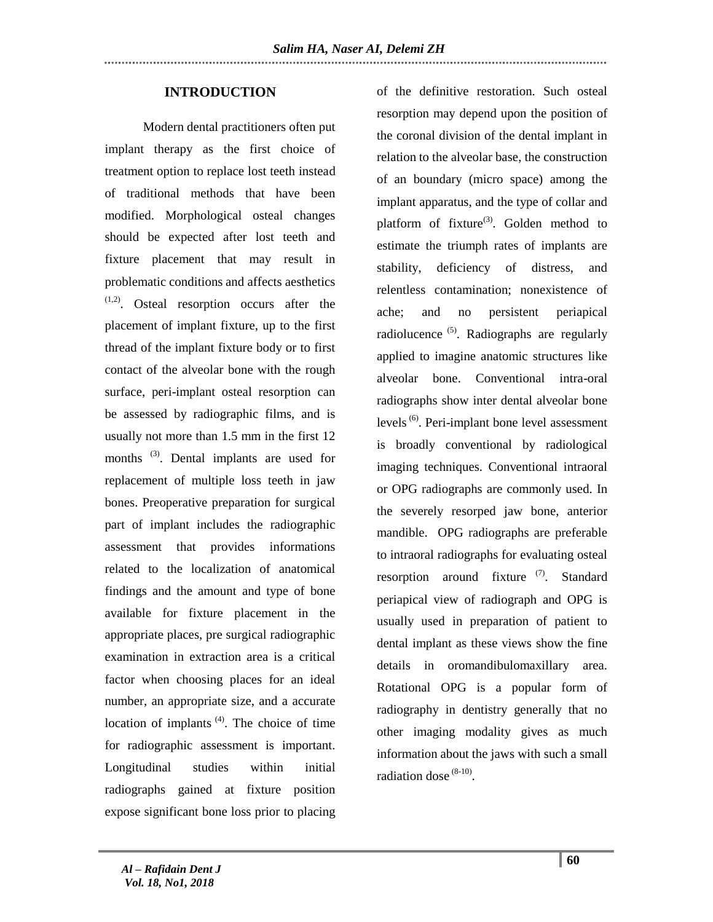## INTRODUCTION

Modern dental practitioners often put implant therapy as the first choice of treatment option to replace lost teeth instead of traditional methods that have been modified. Morphological osteal changes should be expected after lost teeth and fixture placement that may result in problematic conditions and affects aesthetics [1,2]. Osteal resorption occurs after the placement of implant fixture, up to the first thread of the implant fixture body or to first contact of the alveolar bone with the rough surface, peri-implant osteal resorption can be assessed by radiographic films, and is usually not more than 1.5 mm in the first 12 months [3]. Dental implants are used for replacement of multiple loss teeth in jaw bones. Preoperative preparation for surgical part of implant includes the radiographic assessment that provides informations related to the localization of anatomical findings and the amount and type of bone available for fixture placement in the appropriate places, pre surgical radiographic examination in extraction area is a critical factor when choosing places for an ideal number, an appropriate size, and a accurate location of implants [4]. The choice of time for radiographic assessment is important. Longitudinal studies within initial radiographs gained at fixture position expose significant bone loss prior to placing of the definitive restoration. Such osteal resorption may depend upon the position of the coronal division of the dental implant in relation to the alveolar base, the construction of an boundary (micro space) among the implant apparatus, and the type of collar and platform of fixture[3]. Golden method to estimate the triumph rates of implants are stability, deficiency of distress, and relentless contamination; nonexistence of ache; and no persistent periapical radiolucence [5]. Radiographs are regularly applied to imagine anatomic structures like alveolar bone. Conventional intra-oral radiographs show inter dental alveolar bone levels [6]. Peri-implant bone level assessment is broadly conventional by radiological imaging techniques. Conventional intraoral or OPG radiographs are commonly used. In the severely resorped jaw bone, anterior mandible. OPG radiographs are preferable to intraoral radiographs for evaluating osteal resorption around fixture [7]. Standard periapical view of radiograph and OPG is usually used in preparation of patient to dental implant as these views show the fine details in oromandibulomaxillary area. Rotational OPG is a popular form of radiography in dentistry generally that no other imaging modality gives as much information about the jaws with such a small radiation dose [8-10].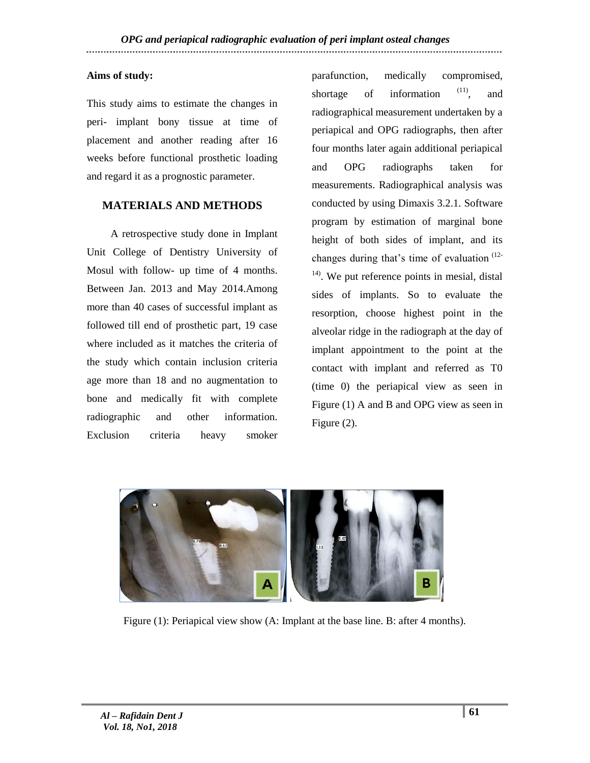**Aims of study:**

This study aims to estimate the changes in peri- implant bony tissue at time of placement and another reading after 16 weeks before functional prosthetic loading and regard it as a prognostic parameter.

## MATERIALS AND METHODS

A retrospective study done in Implant Unit College of Dentistry University of Mosul with follow- up time of 4 months. Between Jan. 2013 and May 2014.Among more than 40 cases of successful implant as followed till end of prosthetic part, 19 case where included as it matches the criteria of the study which contain inclusion criteria age more than 18 and no augmentation to bone and medically fit with complete radiographic and other information. Exclusion criteria heavy smoker parafunction, medically compromised, shortage of information [11], and radiographical measurement undertaken by a periapical and OPG radiographs, then after four months later again additional periapical and OPG radiographs taken for measurements. Radiographical analysis was conducted by using Dimaxis 3.2.1. Software program by estimation of marginal bone height of both sides of implant, and its changes during that's time of evaluation [12-14]. We put reference points in mesial, distal sides of implants. So to evaluate the resorption, choose highest point in the alveolar ridge in the radiograph at the day of implant appointment to the point at the contact with implant and referred as T0 (time 0) the periapical view as seen in Figure (1) A and B and OPG view as seen in Figure (2).

Figure (1): Periapical view show (A: Implant at the base line. B: after 4 months).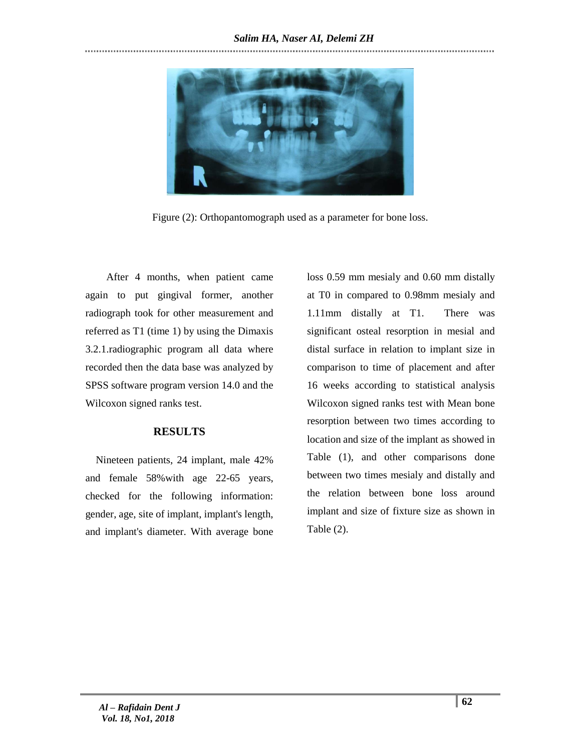Figure (2): Orthopantomograph used as a parameter for bone loss.

After 4 months, when patient came again to put gingival former, another radiograph took for other measurement and referred as T1 (time 1) by using the Dimaxis 3.2.1.radiographic program all data where recorded then the data base was analyzed by SPSS software program version 14.0 and the Wilcoxon signed ranks test.

## RESULTS

Nineteen patients, 24 implant, male 42% and female 58%with age 22-65 years, checked for the following information: gender, age, site of implant, implant's length, and implant's diameter. With average bone loss 0.59 mm mesialy and 0.60 mm distally at T0 in compared to 0.98mm mesialy and 1.11mm distally at T1. There was significant osteal resorption in mesial and distal surface in relation to implant size in comparison to time of placement and after 16 weeks according to statistical analysis Wilcoxon signed ranks test with Mean bone resorption between two times according to location and size of the implant as showed in Table (1), and other comparisons done between two times mesialy and distally and the relation between bone loss around implant and size of fixture size as shown in Table (2).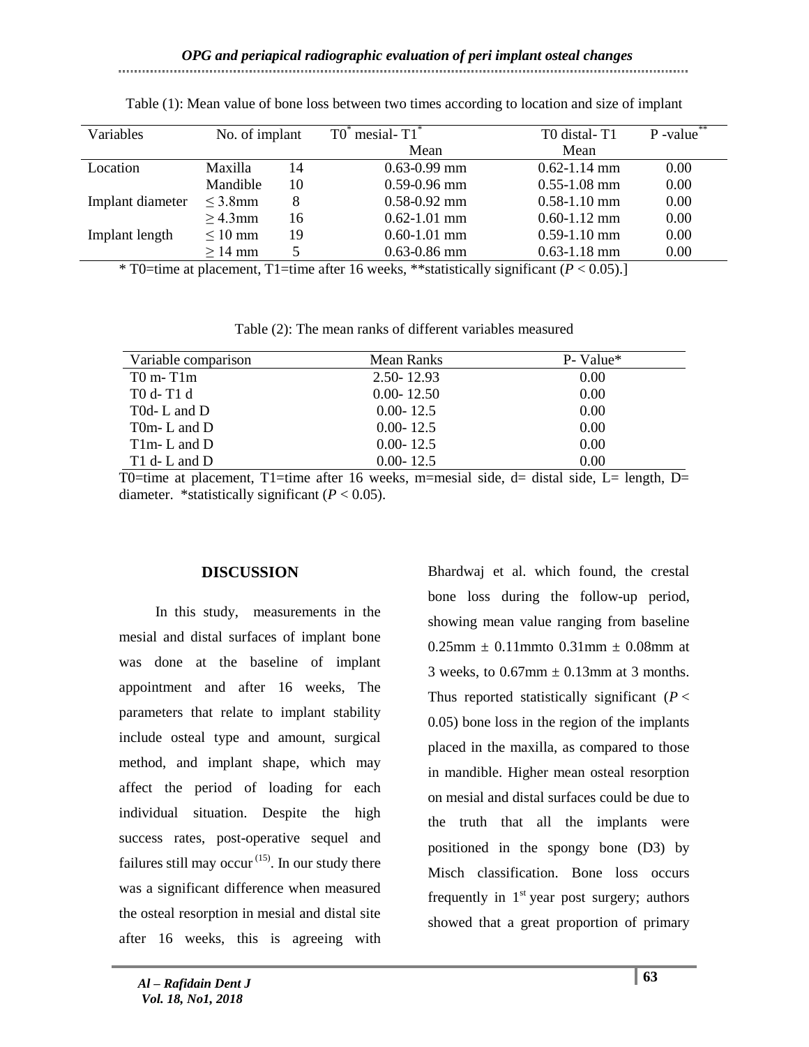Table (1): Mean value of bone loss between two times according to location and size of implant

| Variables | No. of implant | | T0* mesial- T1* Mean | T0 distal- T1 Mean | P -value** |
|---|---|---|---|---|---|
| Location | Maxilla | 14 | 0.63-0.99 mm | 0.62-1.14 mm | 0.00 |
| | Mandible | 10 | 0.59-0.96 mm | 0.55-1.08 mm | 0.00 |
| Implant diameter | ≤ 3.8mm | 8 | 0.58-0.92 mm | 0.58-1.10 mm | 0.00 |
| | ≥ 4.3mm | 16 | 0.62-1.01 mm | 0.60-1.12 mm | 0.00 |
| Implant length | ≤ 10 mm | 19 | 0.60-1.01 mm | 0.59-1.10 mm | 0.00 |
| | ≥ 14 mm | 5 | 0.63-0.86 mm | 0.63-1.18 mm | 0.00 |

* T0=time at placement, T1=time after 16 weeks, **statistically significant ($P < 0.05$).]

Table (2): The mean ranks of different variables measured

| Variable comparison | Mean Ranks | P- Value* |
|---|---|---|
| T0 m- T1m | 2.50- 12.93 | 0.00 |
| T0 d- T1 d | 0.00- 12.50 | 0.00 |
| T0d- L and D | 0.00- 12.5 | 0.00 |
| T0m- L and D | 0.00- 12.5 | 0.00 |
| T1m- L and D | 0.00- 12.5 | 0.00 |
| T1 d- L and D | 0.00- 12.5 | 0.00 |

T0=time at placement, T1=time after 16 weeks, m=mesial side, d= distal side, L= length, D= diameter. *statistically significant ($P < 0.05$).

## DISCUSSION

In this study, measurements in the mesial and distal surfaces of implant bone was done at the baseline of implant appointment and after 16 weeks, The parameters that relate to implant stability include osteal type and amount, surgical method, and implant shape, which may affect the period of loading for each individual situation. Despite the high success rates, post-operative sequel and failures still may occur [15]. In our study there was a significant difference when measured the osteal resorption in mesial and distal site after 16 weeks, this is agreeing with Bhardwaj et al. which found, the crestal bone loss during the follow-up period, showing mean value ranging from baseline 0.25mm ± 0.11mmto 0.31mm ± 0.08mm at 3 weeks, to 0.67mm ± 0.13mm at 3 months. Thus reported statistically significant ($P < 0.05$) bone loss in the region of the implants placed in the maxilla, as compared to those in mandible. Higher mean osteal resorption on mesial and distal surfaces could be due to the truth that all the implants were positioned in the spongy bone (D3) by Misch classification. Bone loss occurs frequently in 1st year post surgery; authors showed that a great proportion of primary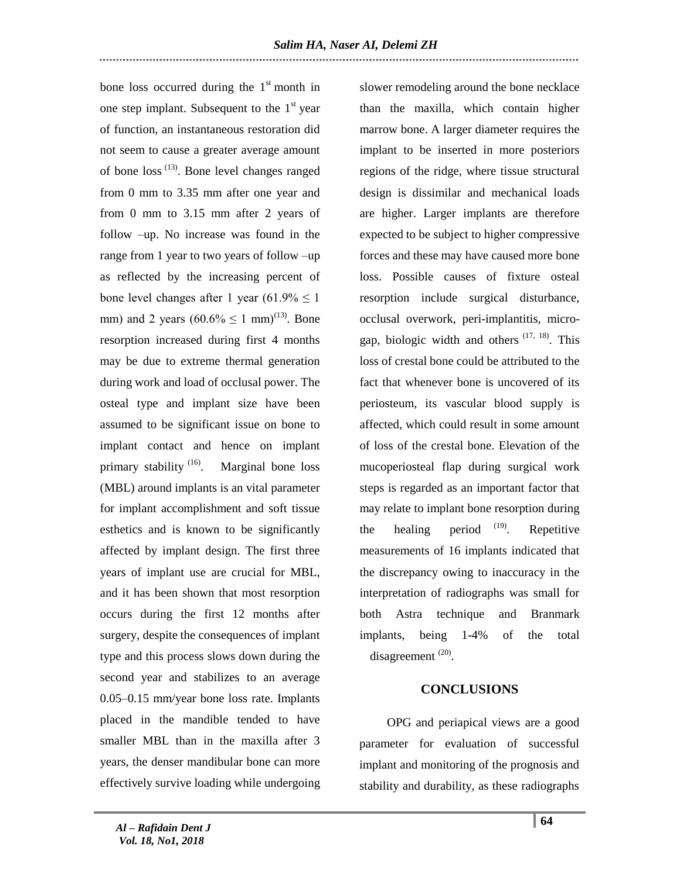bone loss occurred during the 1st month in one step implant. Subsequent to the 1st year of function, an instantaneous restoration did not seem to cause a greater average amount of bone loss [13]. Bone level changes ranged from 0 mm to 3.35 mm after one year and from 0 mm to 3.15 mm after 2 years of follow –up. No increase was found in the range from 1 year to two years of follow –up as reflected by the increasing percent of bone level changes after 1 year ($61.9\% \leq 1$ mm) and 2 years ($60.6\% \leq 1$ mm)[13]. Bone resorption increased during first 4 months may be due to extreme thermal generation during work and load of occlusal power. The osteal type and implant size have been assumed to be significant issue on bone to implant contact and hence on implant primary stability [16]. Marginal bone loss (MBL) around implants is an vital parameter for implant accomplishment and soft tissue esthetics and is known to be significantly affected by implant design. The first three years of implant use are crucial for MBL, and it has been shown that most resorption occurs during the first 12 months after surgery, despite the consequences of implant type and this process slows down during the second year and stabilizes to an average 0.05–0.15 mm/year bone loss rate. Implants placed in the mandible tended to have smaller MBL than in the maxilla after 3 years, the denser mandibular bone can more effectively survive loading while undergoing slower remodeling around the bone necklace than the maxilla, which contain higher marrow bone. A larger diameter requires the implant to be inserted in more posteriors regions of the ridge, where tissue structural design is dissimilar and mechanical loads are higher. Larger implants are therefore expected to be subject to higher compressive forces and these may have caused more bone loss. Possible causes of fixture osteal resorption include surgical disturbance, occlusal overwork, peri-implantitis, micro-gap, biologic width and others [17, 18]. This loss of crestal bone could be attributed to the fact that whenever bone is uncovered of its periosteum, its vascular blood supply is affected, which could result in some amount of loss of the crestal bone. Elevation of the mucoperiosteal flap during surgical work steps is regarded as an important factor that may relate to implant bone resorption during the healing period [19]. Repetitive measurements of 16 implants indicated that the discrepancy owing to inaccuracy in the interpretation of radiographs was small for both Astra technique and Branmark implants, being 1-4% of the total disagreement [20].

## CONCLUSIONS

OPG and periapical views are a good parameter for evaluation of successful implant and monitoring of the prognosis and stability and durability, as these radiographs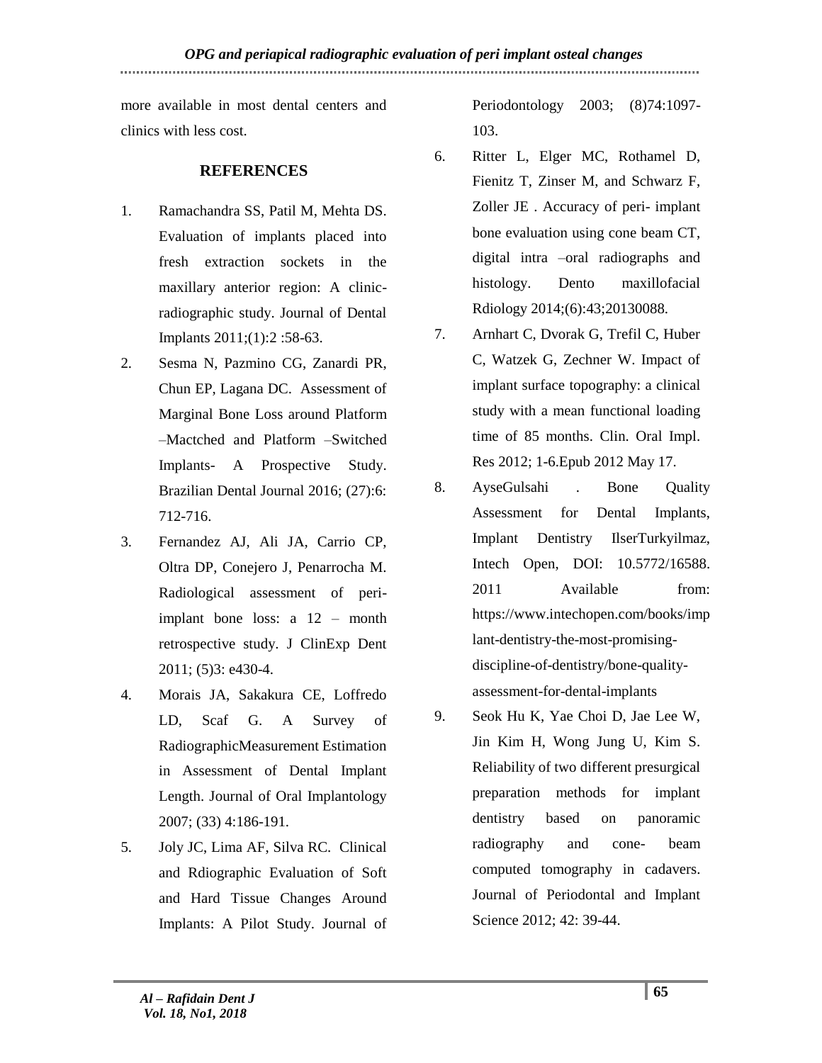more available in most dental centers and clinics with less cost.

## REFERENCES

1. Ramachandra SS, Patil M, Mehta DS. Evaluation of implants placed into fresh extraction sockets in the maxillary anterior region: A clinic-radiographic study. Journal of Dental Implants 2011;(1):2 :58-63.
2. Sesma N, Pazmino CG, Zanardi PR, Chun EP, Lagana DC. Assessment of Marginal Bone Loss around Platform –Mactched and Platform –Switched Implants- A Prospective Study. Brazilian Dental Journal 2016; (27):6: 712-716.
3. Fernandez AJ, Ali JA, Carrio CP, Oltra DP, Conejero J, Penarrocha M. Radiological assessment of peri-implant bone loss: a 12 – month retrospective study. J ClinExp Dent 2011; (5)3: e430-4.
4. Morais JA, Sakakura CE, Loffredo LD, Scaf G. A Survey of RadiographicMeasurement Estimation in Assessment of Dental Implant Length. Journal of Oral Implantology 2007; (33) 4:186-191.
5. Joly JC, Lima AF, Silva RC. Clinical and Rdiographic Evaluation of Soft and Hard Tissue Changes Around Implants: A Pilot Study. Journal of Periodontology 2003; (8)74:1097-103.
6. Ritter L, Elger MC, Rothamel D, Fienitz T, Zinser M, and Schwarz F, Zoller JE . Accuracy of peri- implant bone evaluation using cone beam CT, digital intra –oral radiographs and histology. Dento maxillofacial Rdiology 2014;(6):43;20130088.
7. Arnhart C, Dvorak G, Trefil C, Huber C, Watzek G, Zechner W. Impact of implant surface topography: a clinical study with a mean functional loading time of 85 months. Clin. Oral Impl. Res 2012; 1-6.Epub 2012 May 17.
8. AyseGulsahi . Bone Quality Assessment for Dental Implants, Implant Dentistry IlserTurkyilmaz, Intech Open, DOI: 10.5772/16588. 2011 Available from: https://www.intechopen.com/books/implant-dentistry-the-most-promising-discipline-of-dentistry/bone-quality-assessment-for-dental-implants
9. Seok Hu K, Yae Choi D, Jae Lee W, Jin Kim H, Wong Jung U, Kim S. Reliability of two different presurgical preparation methods for implant dentistry based on panoramic radiography and cone- beam computed tomography in cadavers. Journal of Periodontal and Implant Science 2012; 42: 39-44.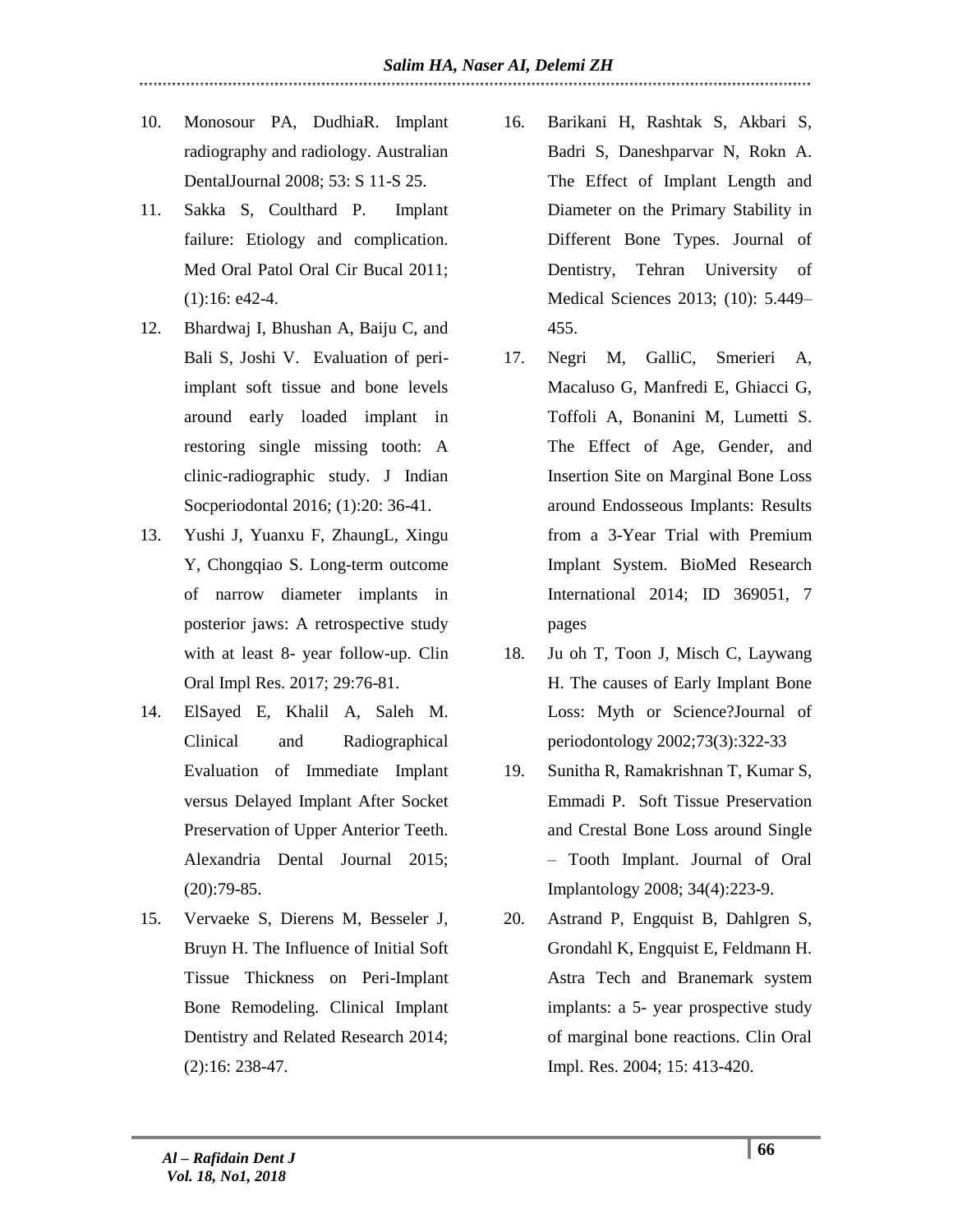10. Monosour PA, DudhiaR. Implant radiography and radiology. Australian DentalJournal 2008; 53: S 11-S 25.
11. Sakka S, Coulthard P. Implant failure: Etiology and complication. Med Oral Patol Oral Cir Bucal 2011; (1):16: e42-4.
12. Bhardwaj I, Bhushan A, Baiju C, and Bali S, Joshi V. Evaluation of peri-implant soft tissue and bone levels around early loaded implant in restoring single missing tooth: A clinic-radiographic study. J Indian Socperiodontal 2016; (1):20: 36-41.
13. Yushi J, Yuanxu F, ZhaungL, Xingu Y, Chongqiao S. Long-term outcome of narrow diameter implants in posterior jaws: A retrospective study with at least 8- year follow-up. Clin Oral Impl Res. 2017; 29:76-81.
14. ElSayed E, Khalil A, Saleh M. Clinical and Radiographical Evaluation of Immediate Implant versus Delayed Implant After Socket Preservation of Upper Anterior Teeth. Alexandria Dental Journal 2015; (20):79-85.
15. Vervaeke S, Dierens M, Besseler J, Bruyn H. The Influence of Initial Soft Tissue Thickness on Peri-Implant Bone Remodeling. Clinical Implant Dentistry and Related Research 2014; (2):16: 238-47.
16. Barikani H, Rashtak S, Akbari S, Badri S, Daneshparvar N, Rokn A. The Effect of Implant Length and Diameter on the Primary Stability in Different Bone Types. Journal of Dentistry, Tehran University of Medical Sciences 2013; (10): 5.449–455.
17. Negri M, GalliC, Smerieri A, Macaluso G, Manfredi E, Ghiacci G, Toffoli A, Bonanini M, Lumetti S. The Effect of Age, Gender, and Insertion Site on Marginal Bone Loss around Endosseous Implants: Results from a 3-Year Trial with Premium Implant System. BioMed Research International 2014; ID 369051, 7 pages
18. Ju oh T, Toon J, Misch C, Laywang H. The causes of Early Implant Bone Loss: Myth or Science?Journal of periodontology 2002;73(3):322-33
19. Sunitha R, Ramakrishnan T, Kumar S, Emmadi P. Soft Tissue Preservation and Crestal Bone Loss around Single – Tooth Implant. Journal of Oral Implantology 2008; 34(4):223-9.
20. Astrand P, Engquist B, Dahlgren S, Grondahl K, Engquist E, Feldmann H. Astra Tech and Branemark system implants: a 5- year prospective study of marginal bone reactions. Clin Oral Impl. Res. 2004; 15: 413-420.